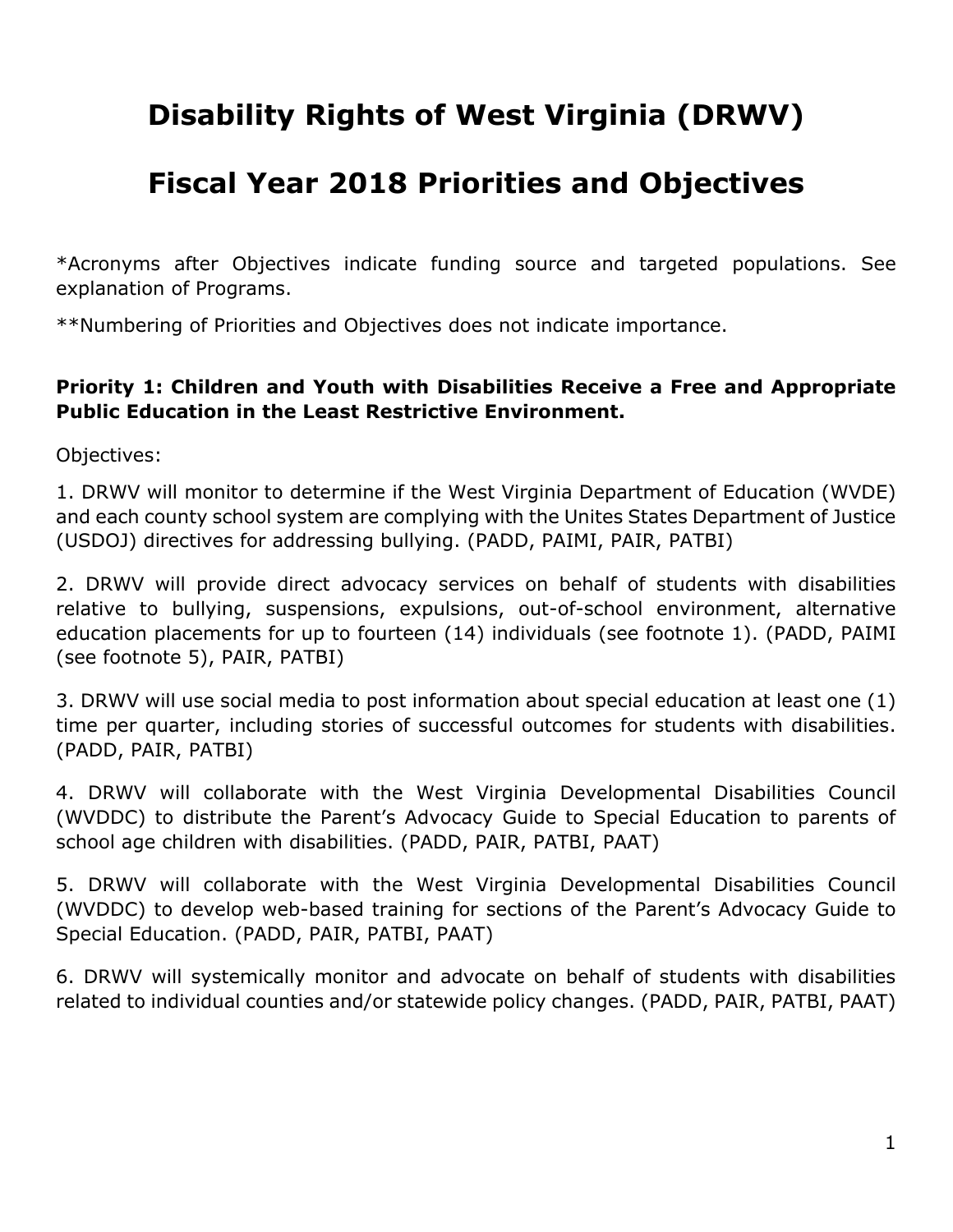# Disability Rights of West Virginia (DRWV)

# Fiscal Year 2018 Priorities and Objectives

*Acronyms after Objectives indicate funding source and targeted populations. See explanation of Programs.

**Numbering of Priorities and Objectives does not indicate importance.

**Priority 1: Children and Youth with Disabilities Receive a Free and Appropriate Public Education in the Least Restrictive Environment.**

Objectives:

1. DRWV will monitor to determine if the West Virginia Department of Education (WVDE) and each county school system are complying with the Unites States Department of Justice (USDOJ) directives for addressing bullying. (PADD, PAIMI, PAIR, PATBI)

2. DRWV will provide direct advocacy services on behalf of students with disabilities relative to bullying, suspensions, expulsions, out-of-school environment, alternative education placements for up to fourteen (14) individuals (see footnote 1). (PADD, PAIMI (see footnote 5), PAIR, PATBI)

3. DRWV will use social media to post information about special education at least one (1) time per quarter, including stories of successful outcomes for students with disabilities. (PADD, PAIR, PATBI)

4. DRWV will collaborate with the West Virginia Developmental Disabilities Council (WVDDC) to distribute the Parent's Advocacy Guide to Special Education to parents of school age children with disabilities. (PADD, PAIR, PATBI, PAAT)

5. DRWV will collaborate with the West Virginia Developmental Disabilities Council (WVDDC) to develop web-based training for sections of the Parent's Advocacy Guide to Special Education. (PADD, PAIR, PATBI, PAAT)

6. DRWV will systemically monitor and advocate on behalf of students with disabilities related to individual counties and/or statewide policy changes. (PADD, PAIR, PATBI, PAAT)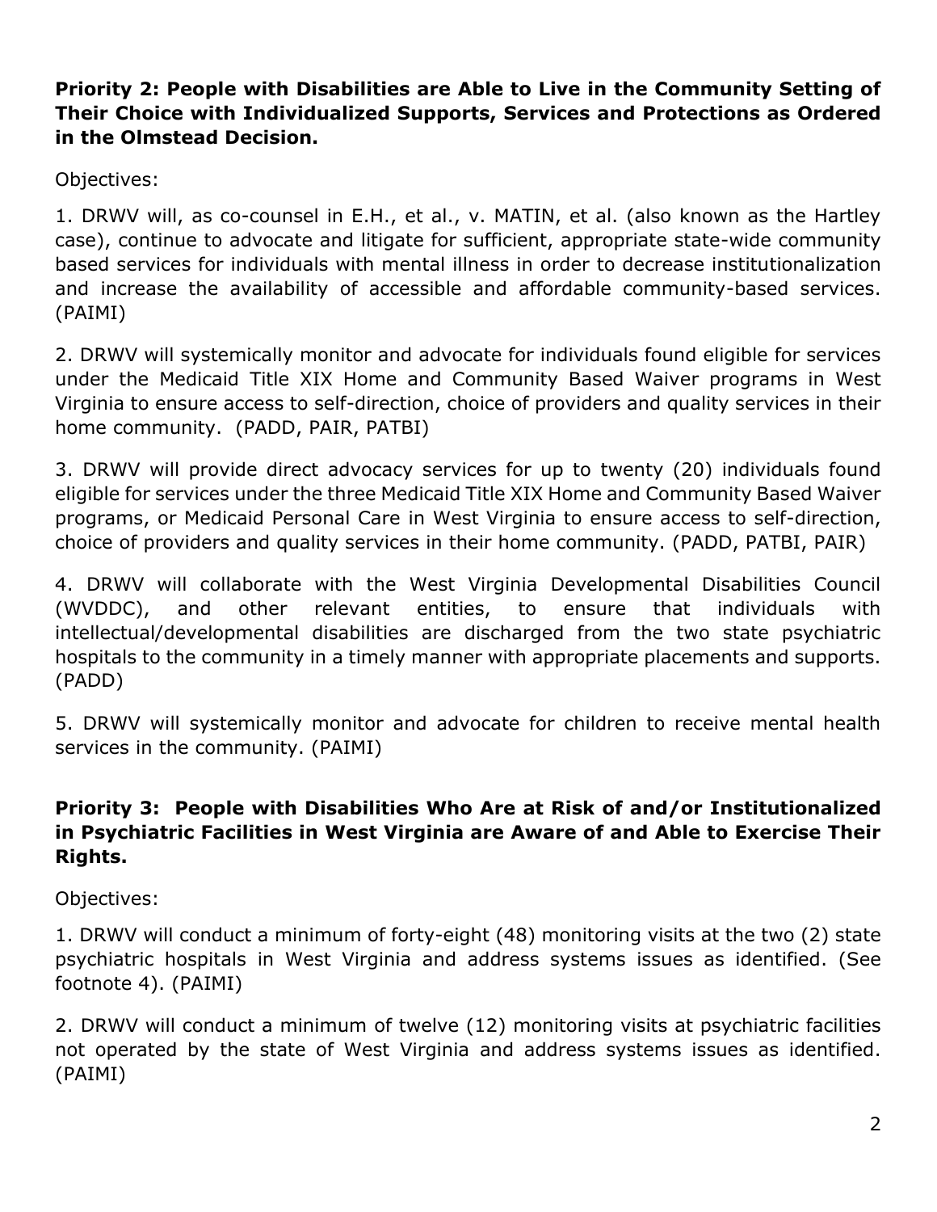**Priority 2: People with Disabilities are Able to Live in the Community Setting of Their Choice with Individualized Supports, Services and Protections as Ordered in the Olmstead Decision.**

Objectives:

1. DRWV will, as co-counsel in E.H., et al., v. MATIN, et al. (also known as the Hartley case), continue to advocate and litigate for sufficient, appropriate state-wide community based services for individuals with mental illness in order to decrease institutionalization and increase the availability of accessible and affordable community-based services. (PAIMI)

2. DRWV will systemically monitor and advocate for individuals found eligible for services under the Medicaid Title XIX Home and Community Based Waiver programs in West Virginia to ensure access to self-direction, choice of providers and quality services in their home community. (PADD, PAIR, PATBI)

3. DRWV will provide direct advocacy services for up to twenty (20) individuals found eligible for services under the three Medicaid Title XIX Home and Community Based Waiver programs, or Medicaid Personal Care in West Virginia to ensure access to self-direction, choice of providers and quality services in their home community. (PADD, PATBI, PAIR)

4. DRWV will collaborate with the West Virginia Developmental Disabilities Council (WVDDC), and other relevant entities, to ensure that individuals with intellectual/developmental disabilities are discharged from the two state psychiatric hospitals to the community in a timely manner with appropriate placements and supports. (PADD)

5. DRWV will systemically monitor and advocate for children to receive mental health services in the community. (PAIMI)

**Priority 3: People with Disabilities Who Are at Risk of and/or Institutionalized in Psychiatric Facilities in West Virginia are Aware of and Able to Exercise Their Rights.**

Objectives:

1. DRWV will conduct a minimum of forty-eight (48) monitoring visits at the two (2) state psychiatric hospitals in West Virginia and address systems issues as identified. (See footnote 4). (PAIMI)

2. DRWV will conduct a minimum of twelve (12) monitoring visits at psychiatric facilities not operated by the state of West Virginia and address systems issues as identified. (PAIMI)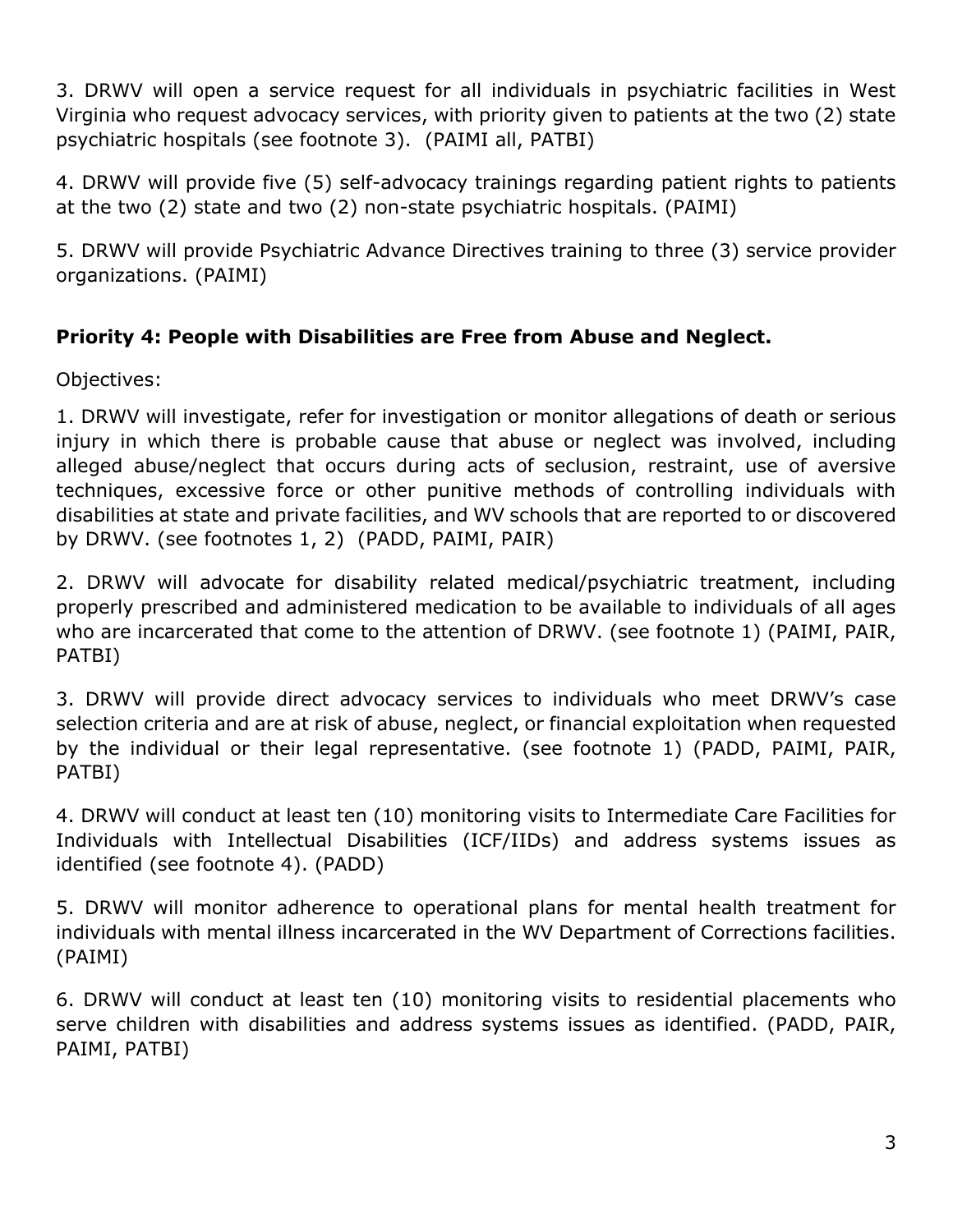3. DRWV will open a service request for all individuals in psychiatric facilities in West Virginia who request advocacy services, with priority given to patients at the two (2) state psychiatric hospitals (see footnote 3). (PAIMI all, PATBI)

4. DRWV will provide five (5) self-advocacy trainings regarding patient rights to patients at the two (2) state and two (2) non-state psychiatric hospitals. (PAIMI)

5. DRWV will provide Psychiatric Advance Directives training to three (3) service provider organizations. (PAIMI)

**Priority 4: People with Disabilities are Free from Abuse and Neglect.**

Objectives:

1. DRWV will investigate, refer for investigation or monitor allegations of death or serious injury in which there is probable cause that abuse or neglect was involved, including alleged abuse/neglect that occurs during acts of seclusion, restraint, use of aversive techniques, excessive force or other punitive methods of controlling individuals with disabilities at state and private facilities, and WV schools that are reported to or discovered by DRWV. (see footnotes 1, 2) (PADD, PAIMI, PAIR)

2. DRWV will advocate for disability related medical/psychiatric treatment, including properly prescribed and administered medication to be available to individuals of all ages who are incarcerated that come to the attention of DRWV. (see footnote 1) (PAIMI, PAIR, PATBI)

3. DRWV will provide direct advocacy services to individuals who meet DRWV's case selection criteria and are at risk of abuse, neglect, or financial exploitation when requested by the individual or their legal representative. (see footnote 1) (PADD, PAIMI, PAIR, PATBI)

4. DRWV will conduct at least ten (10) monitoring visits to Intermediate Care Facilities for Individuals with Intellectual Disabilities (ICF/IIDs) and address systems issues as identified (see footnote 4). (PADD)

5. DRWV will monitor adherence to operational plans for mental health treatment for individuals with mental illness incarcerated in the WV Department of Corrections facilities. (PAIMI)

6. DRWV will conduct at least ten (10) monitoring visits to residential placements who serve children with disabilities and address systems issues as identified. (PADD, PAIR, PAIMI, PATBI)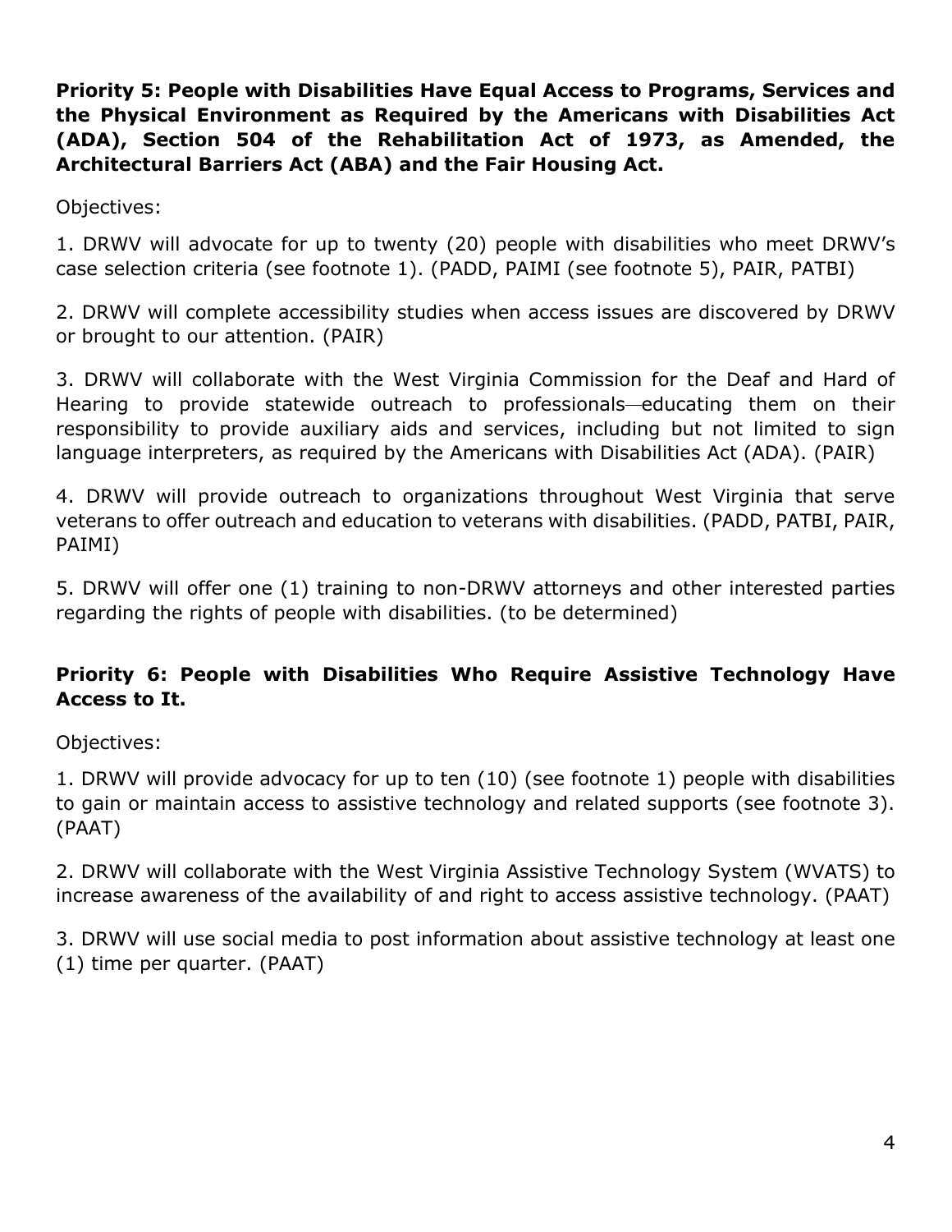**Priority 5: People with Disabilities Have Equal Access to Programs, Services and the Physical Environment as Required by the Americans with Disabilities Act (ADA), Section 504 of the Rehabilitation Act of 1973, as Amended, the Architectural Barriers Act (ABA) and the Fair Housing Act.**

Objectives:

1. DRWV will advocate for up to twenty (20) people with disabilities who meet DRWV's case selection criteria (see footnote 1). (PADD, PAIMI (see footnote 5), PAIR, PATBI)

2. DRWV will complete accessibility studies when access issues are discovered by DRWV or brought to our attention. (PAIR)

3. DRWV will collaborate with the West Virginia Commission for the Deaf and Hard of Hearing to provide statewide outreach to professionals—educating them on their responsibility to provide auxiliary aids and services, including but not limited to sign language interpreters, as required by the Americans with Disabilities Act (ADA). (PAIR)

4. DRWV will provide outreach to organizations throughout West Virginia that serve veterans to offer outreach and education to veterans with disabilities. (PADD, PATBI, PAIR, PAIMI)

5. DRWV will offer one (1) training to non-DRWV attorneys and other interested parties regarding the rights of people with disabilities. (to be determined)

**Priority 6: People with Disabilities Who Require Assistive Technology Have Access to It.**

Objectives:

1. DRWV will provide advocacy for up to ten (10) (see footnote 1) people with disabilities to gain or maintain access to assistive technology and related supports (see footnote 3). (PAAT)

2. DRWV will collaborate with the West Virginia Assistive Technology System (WVATS) to increase awareness of the availability of and right to access assistive technology. (PAAT)

3. DRWV will use social media to post information about assistive technology at least one (1) time per quarter. (PAAT)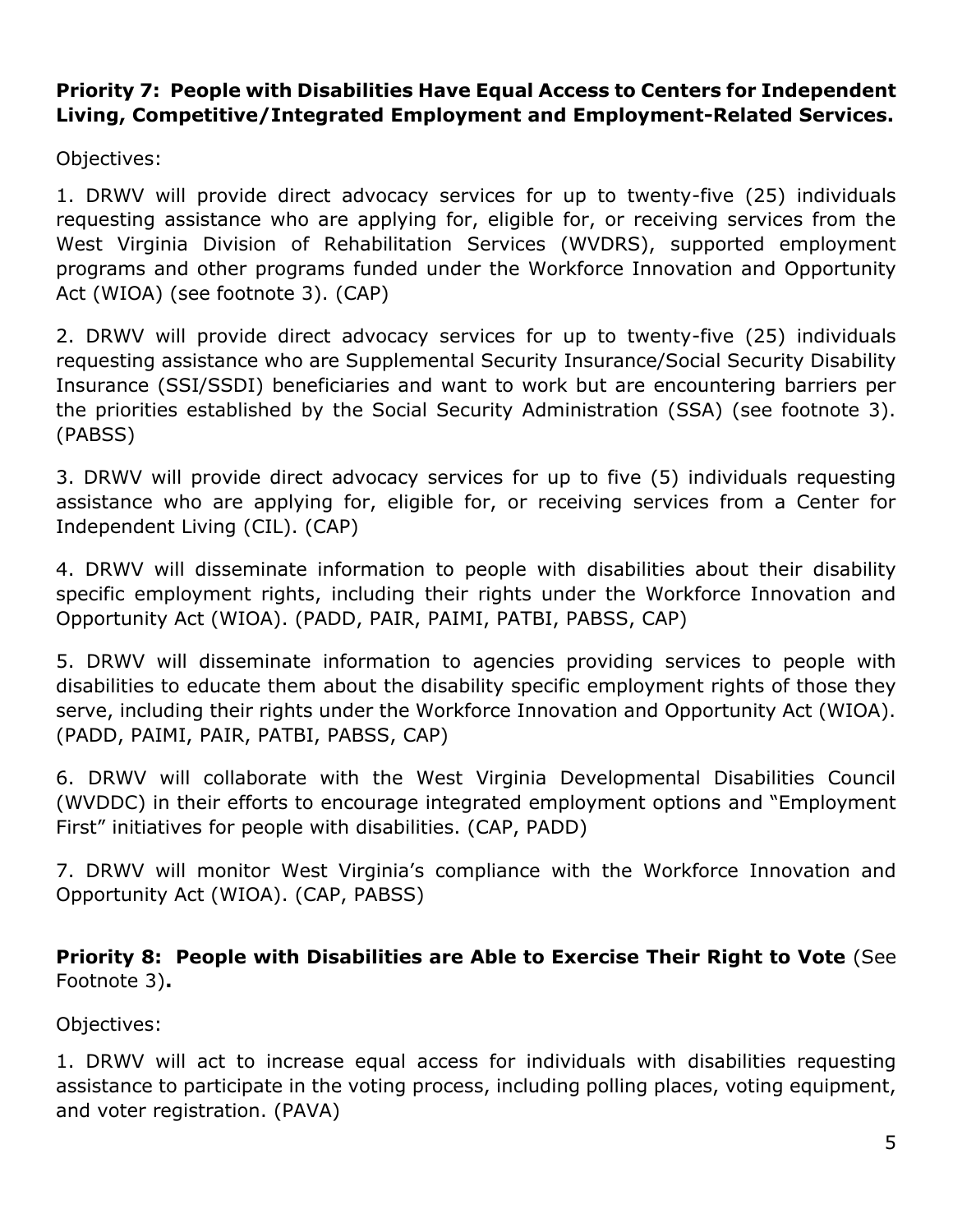**Priority 7: People with Disabilities Have Equal Access to Centers for Independent Living, Competitive/Integrated Employment and Employment-Related Services.**

Objectives:

1. DRWV will provide direct advocacy services for up to twenty-five (25) individuals requesting assistance who are applying for, eligible for, or receiving services from the West Virginia Division of Rehabilitation Services (WVDRS), supported employment programs and other programs funded under the Workforce Innovation and Opportunity Act (WIOA) (see footnote 3). (CAP)

2. DRWV will provide direct advocacy services for up to twenty-five (25) individuals requesting assistance who are Supplemental Security Insurance/Social Security Disability Insurance (SSI/SSDI) beneficiaries and want to work but are encountering barriers per the priorities established by the Social Security Administration (SSA) (see footnote 3). (PABSS)

3. DRWV will provide direct advocacy services for up to five (5) individuals requesting assistance who are applying for, eligible for, or receiving services from a Center for Independent Living (CIL). (CAP)

4. DRWV will disseminate information to people with disabilities about their disability specific employment rights, including their rights under the Workforce Innovation and Opportunity Act (WIOA). (PADD, PAIR, PAIMI, PATBI, PABSS, CAP)

5. DRWV will disseminate information to agencies providing services to people with disabilities to educate them about the disability specific employment rights of those they serve, including their rights under the Workforce Innovation and Opportunity Act (WIOA). (PADD, PAIMI, PAIR, PATBI, PABSS, CAP)

6. DRWV will collaborate with the West Virginia Developmental Disabilities Council (WVDDC) in their efforts to encourage integrated employment options and "Employment First" initiatives for people with disabilities. (CAP, PADD)

7. DRWV will monitor West Virginia's compliance with the Workforce Innovation and Opportunity Act (WIOA). (CAP, PABSS)

**Priority 8: People with Disabilities are Able to Exercise Their Right to Vote** (See Footnote 3)**.**

Objectives:

1. DRWV will act to increase equal access for individuals with disabilities requesting assistance to participate in the voting process, including polling places, voting equipment, and voter registration. (PAVA)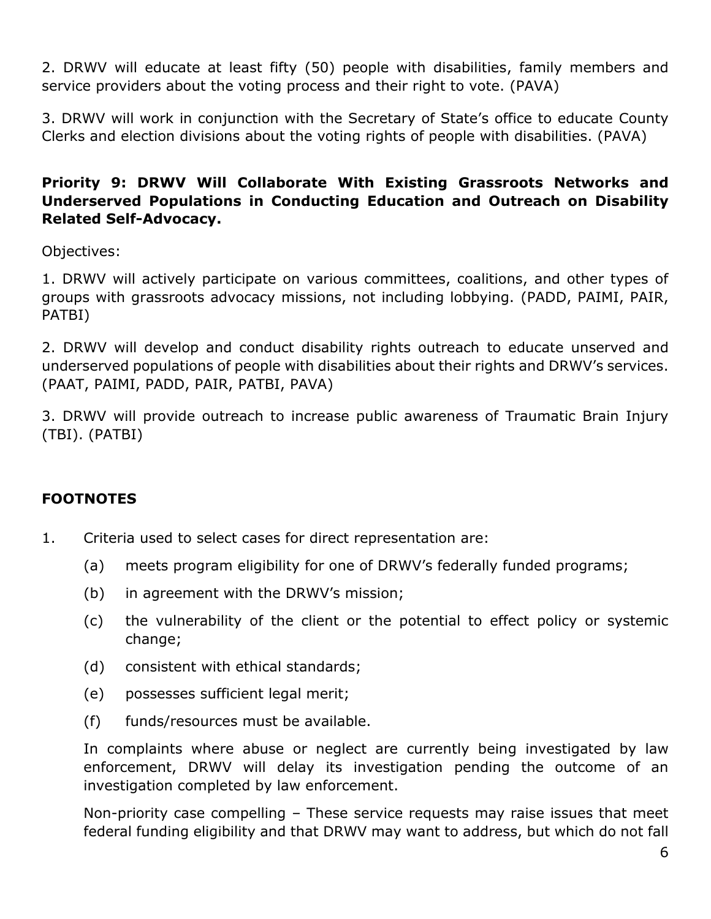2. DRWV will educate at least fifty (50) people with disabilities, family members and service providers about the voting process and their right to vote. (PAVA)

3. DRWV will work in conjunction with the Secretary of State's office to educate County Clerks and election divisions about the voting rights of people with disabilities. (PAVA)

**Priority 9: DRWV Will Collaborate With Existing Grassroots Networks and Underserved Populations in Conducting Education and Outreach on Disability Related Self-Advocacy.**

Objectives:

1. DRWV will actively participate on various committees, coalitions, and other types of groups with grassroots advocacy missions, not including lobbying. (PADD, PAIMI, PAIR, PATBI)

2. DRWV will develop and conduct disability rights outreach to educate unserved and underserved populations of people with disabilities about their rights and DRWV's services. (PAAT, PAIMI, PADD, PAIR, PATBI, PAVA)

3. DRWV will provide outreach to increase public awareness of Traumatic Brain Injury (TBI). (PATBI)

## FOOTNOTES

1. Criteria used to select cases for direct representation are:

   (a) meets program eligibility for one of DRWV's federally funded programs;

   (b) in agreement with the DRWV's mission;

   (c) the vulnerability of the client or the potential to effect policy or systemic change;

   (d) consistent with ethical standards;

   (e) possesses sufficient legal merit;

   (f) funds/resources must be available.

   In complaints where abuse or neglect are currently being investigated by law enforcement, DRWV will delay its investigation pending the outcome of an investigation completed by law enforcement.

   Non-priority case compelling – These service requests may raise issues that meet federal funding eligibility and that DRWV may want to address, but which do not fall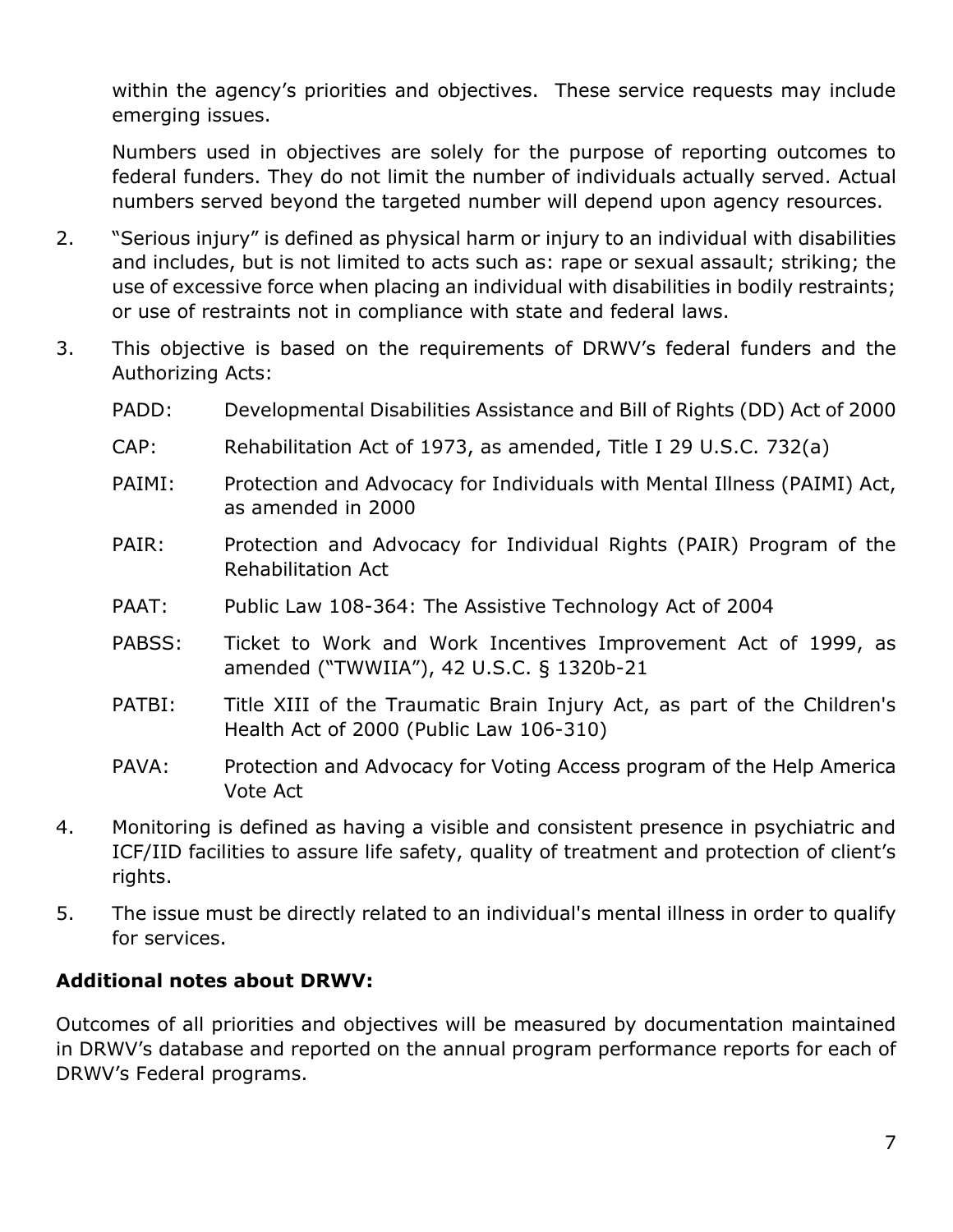within the agency's priorities and objectives. These service requests may include emerging issues.

Numbers used in objectives are solely for the purpose of reporting outcomes to federal funders. They do not limit the number of individuals actually served. Actual numbers served beyond the targeted number will depend upon agency resources.

2. "Serious injury" is defined as physical harm or injury to an individual with disabilities and includes, but is not limited to acts such as: rape or sexual assault; striking; the use of excessive force when placing an individual with disabilities in bodily restraints; or use of restraints not in compliance with state and federal laws.

3. This objective is based on the requirements of DRWV's federal funders and the Authorizing Acts:

   PADD: Developmental Disabilities Assistance and Bill of Rights (DD) Act of 2000

   CAP: Rehabilitation Act of 1973, as amended, Title I 29 U.S.C. 732(a)

   PAIMI: Protection and Advocacy for Individuals with Mental Illness (PAIMI) Act, as amended in 2000

   PAIR: Protection and Advocacy for Individual Rights (PAIR) Program of the Rehabilitation Act

   PAAT: Public Law 108-364: The Assistive Technology Act of 2004

   PABSS: Ticket to Work and Work Incentives Improvement Act of 1999, as amended ("TWWIIA"), 42 U.S.C. § 1320b-21

   PATBI: Title XIII of the Traumatic Brain Injury Act, as part of the Children's Health Act of 2000 (Public Law 106-310)

   PAVA: Protection and Advocacy for Voting Access program of the Help America Vote Act

4. Monitoring is defined as having a visible and consistent presence in psychiatric and ICF/IID facilities to assure life safety, quality of treatment and protection of client's rights.

5. The issue must be directly related to an individual's mental illness in order to qualify for services.

**Additional notes about DRWV:**

Outcomes of all priorities and objectives will be measured by documentation maintained in DRWV's database and reported on the annual program performance reports for each of DRWV's Federal programs.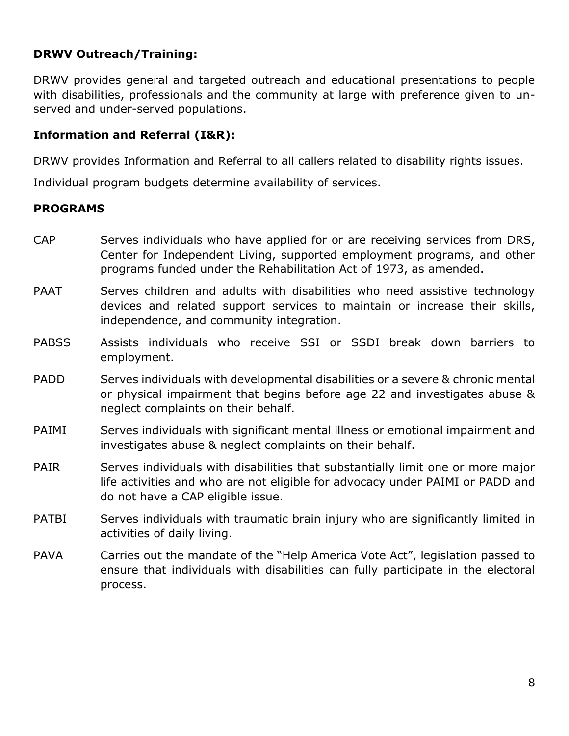**DRWV Outreach/Training:**

DRWV provides general and targeted outreach and educational presentations to people with disabilities, professionals and the community at large with preference given to un-served and under-served populations.

**Information and Referral (I&R):**

DRWV provides Information and Referral to all callers related to disability rights issues.

Individual program budgets determine availability of services.

**PROGRAMS**

| | |
|---|---|
| CAP | Serves individuals who have applied for or are receiving services from DRS, Center for Independent Living, supported employment programs, and other programs funded under the Rehabilitation Act of 1973, as amended. |
| PAAT | Serves children and adults with disabilities who need assistive technology devices and related support services to maintain or increase their skills, independence, and community integration. |
| PABSS | Assists individuals who receive SSI or SSDI break down barriers to employment. |
| PADD | Serves individuals with developmental disabilities or a severe & chronic mental or physical impairment that begins before age 22 and investigates abuse & neglect complaints on their behalf. |
| PAIMI | Serves individuals with significant mental illness or emotional impairment and investigates abuse & neglect complaints on their behalf. |
| PAIR | Serves individuals with disabilities that substantially limit one or more major life activities and who are not eligible for advocacy under PAIMI or PADD and do not have a CAP eligible issue. |
| PATBI | Serves individuals with traumatic brain injury who are significantly limited in activities of daily living. |
| PAVA | Carries out the mandate of the "Help America Vote Act", legislation passed to ensure that individuals with disabilities can fully participate in the electoral process. |